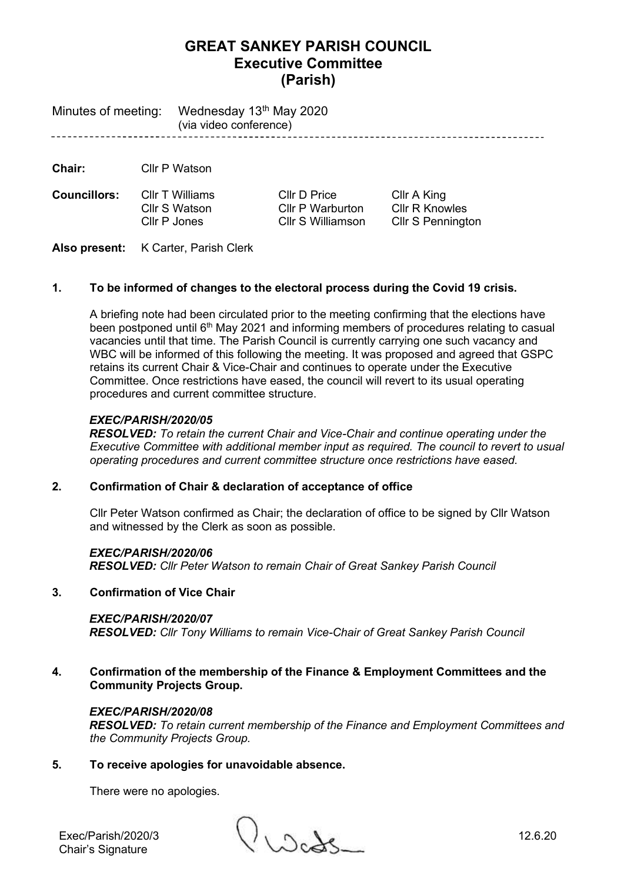# GREAT SANKEY PARISH COUNCIL
## Executive Committee
## (Parish)

Minutes of meeting: Wednesday 13th May 2020
(via video conference)

---

**Chair:** Cllr P Watson

| **Councillors:** | | | |
|---|---|---|---|
| | Cllr T Williams | Cllr D Price | Cllr A King |
| | Cllr S Watson | Cllr P Warburton | Cllr R Knowles |
| | Cllr P Jones | Cllr S Williamson | Cllr S Pennington |

**Also present:** K Carter, Parish Clerk

### 1. To be informed of changes to the electoral process during the Covid 19 crisis.

A briefing note had been circulated prior to the meeting confirming that the elections have been postponed until 6th May 2021 and informing members of procedures relating to casual vacancies until that time. The Parish Council is currently carrying one such vacancy and WBC will be informed of this following the meeting. It was proposed and agreed that GSPC retains its current Chair & Vice-Chair and continues to operate under the Executive Committee. Once restrictions have eased, the council will revert to its usual operating procedures and current committee structure.

***EXEC/PARISH/2020/05***
***RESOLVED:*** *To retain the current Chair and Vice-Chair and continue operating under the Executive Committee with additional member input as required. The council to revert to usual operating procedures and current committee structure once restrictions have eased.*

### 2. Confirmation of Chair & declaration of acceptance of office

Cllr Peter Watson confirmed as Chair; the declaration of office to be signed by Cllr Watson and witnessed by the Clerk as soon as possible.

***EXEC/PARISH/2020/06***
***RESOLVED:*** *Cllr Peter Watson to remain Chair of Great Sankey Parish Council*

### 3. Confirmation of Vice Chair

***EXEC/PARISH/2020/07***
***RESOLVED:*** *Cllr Tony Williams to remain Vice-Chair of Great Sankey Parish Council*

### 4. Confirmation of the membership of the Finance & Employment Committees and the Community Projects Group.

***EXEC/PARISH/2020/08***
***RESOLVED:*** *To retain current membership of the Finance and Employment Committees and the Community Projects Group.*

### 5. To receive apologies for unavoidable absence.

There were no apologies.

Exec/Parish/2020/3
Chair's Signature 12.6.20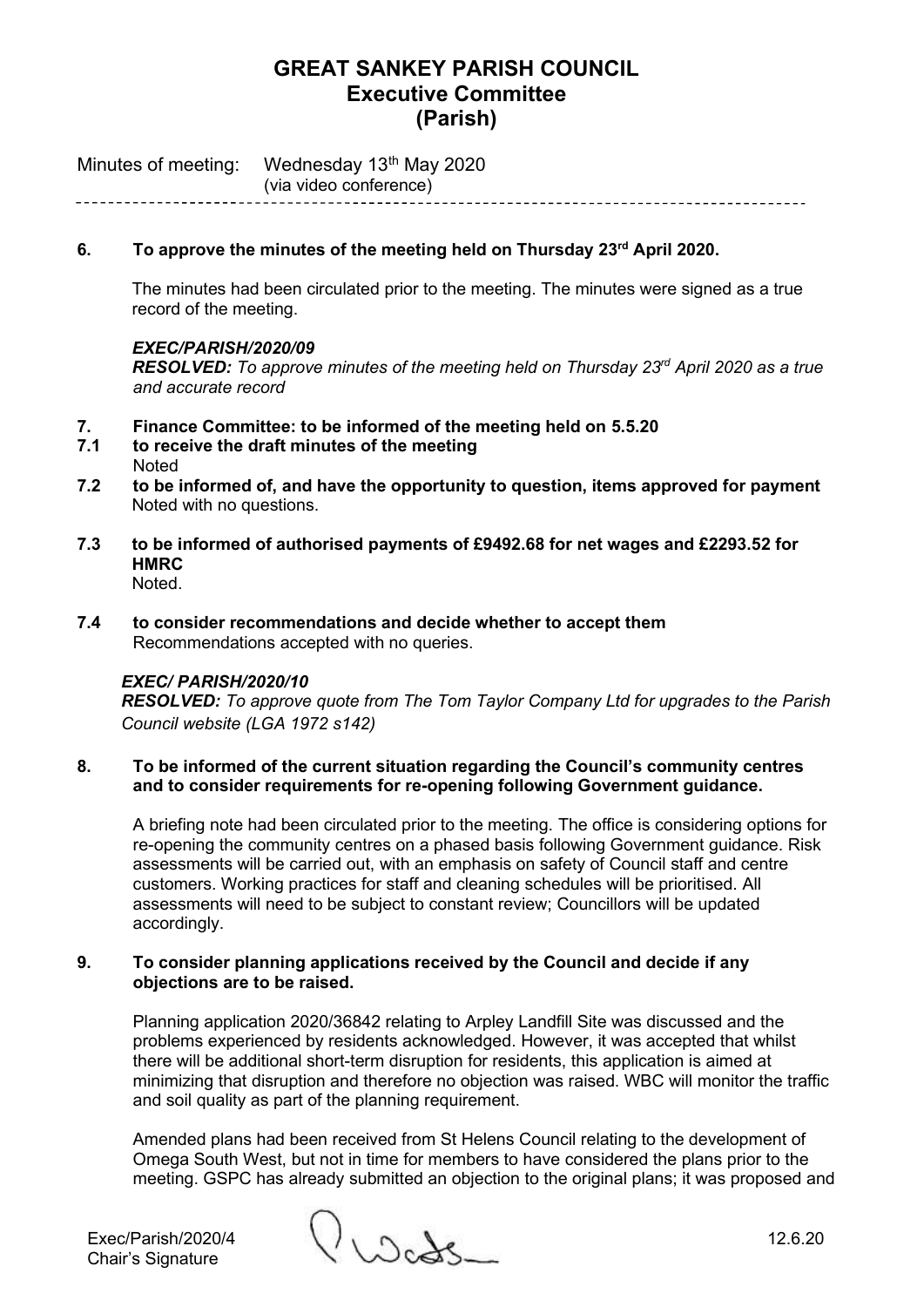# GREAT SANKEY PARISH COUNCIL
## Executive Committee
## (Parish)

Minutes of meeting: Wednesday 13th May 2020
(via video conference)

---

**6. To approve the minutes of the meeting held on Thursday 23rd April 2020.**

The minutes had been circulated prior to the meeting. The minutes were signed as a true record of the meeting.

***EXEC/PARISH/2020/09***
***RESOLVED:*** *To approve minutes of the meeting held on Thursday 23rd April 2020 as a true and accurate record*

**7. Finance Committee: to be informed of the meeting held on 5.5.20**

**7.1 to receive the draft minutes of the meeting**
Noted

**7.2 to be informed of, and have the opportunity to question, items approved for payment**
Noted with no questions.

**7.3 to be informed of authorised payments of £9492.68 for net wages and £2293.52 for HMRC**
Noted.

**7.4 to consider recommendations and decide whether to accept them**
Recommendations accepted with no queries.

***EXEC/ PARISH/2020/10***
***RESOLVED:*** *To approve quote from The Tom Taylor Company Ltd for upgrades to the Parish Council website (LGA 1972 s142)*

**8. To be informed of the current situation regarding the Council's community centres and to consider requirements for re-opening following Government guidance.**

A briefing note had been circulated prior to the meeting. The office is considering options for re-opening the community centres on a phased basis following Government guidance. Risk assessments will be carried out, with an emphasis on safety of Council staff and centre customers. Working practices for staff and cleaning schedules will be prioritised. All assessments will need to be subject to constant review; Councillors will be updated accordingly.

**9. To consider planning applications received by the Council and decide if any objections are to be raised.**

Planning application 2020/36842 relating to Arpley Landfill Site was discussed and the problems experienced by residents acknowledged. However, it was accepted that whilst there will be additional short-term disruption for residents, this application is aimed at minimizing that disruption and therefore no objection was raised. WBC will monitor the traffic and soil quality as part of the planning requirement.

Amended plans had been received from St Helens Council relating to the development of Omega South West, but not in time for members to have considered the plans prior to the meeting. GSPC has already submitted an objection to the original plans; it was proposed and

Exec/Parish/2020/4
Chair's Signature 12.6.20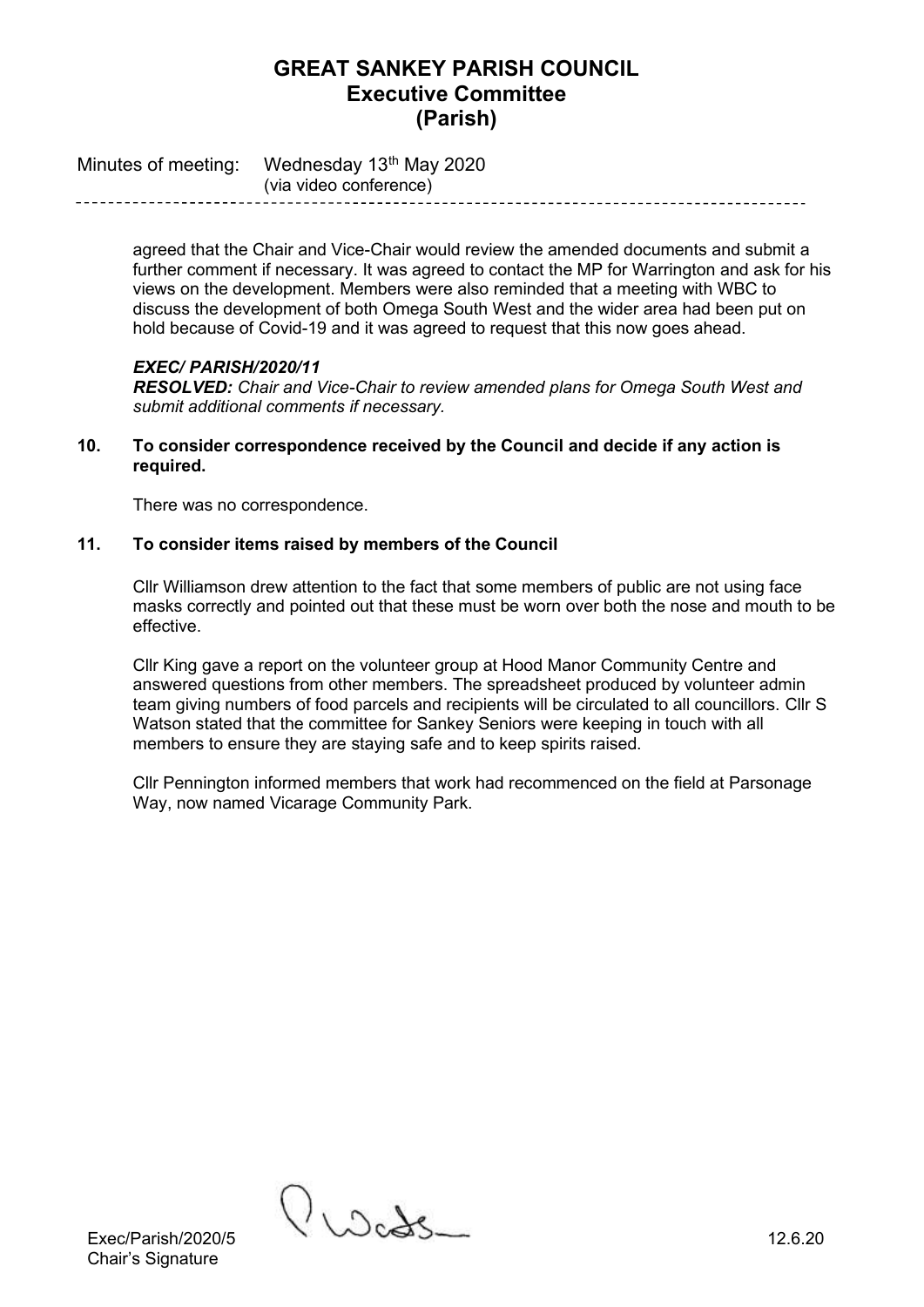agreed that the Chair and Vice-Chair would review the amended documents and submit a further comment if necessary. It was agreed to contact the MP for Warrington and ask for his views on the development. Members were also reminded that a meeting with WBC to discuss the development of both Omega South West and the wider area had been put on hold because of Covid-19 and it was agreed to request that this now goes ahead.

***EXEC/ PARISH/2020/11***
***RESOLVED:*** *Chair and Vice-Chair to review amended plans for Omega South West and submit additional comments if necessary.*

**10. To consider correspondence received by the Council and decide if any action is required.**

There was no correspondence.

**11. To consider items raised by members of the Council**

Cllr Williamson drew attention to the fact that some members of public are not using face masks correctly and pointed out that these must be worn over both the nose and mouth to be effective.

Cllr King gave a report on the volunteer group at Hood Manor Community Centre and answered questions from other members. The spreadsheet produced by volunteer admin team giving numbers of food parcels and recipients will be circulated to all councillors. Cllr S Watson stated that the committee for Sankey Seniors were keeping in touch with all members to ensure they are staying safe and to keep spirits raised.

Cllr Pennington informed members that work had recommenced on the field at Parsonage Way, now named Vicarage Community Park.

Exec/Parish/2020/5
Chair's Signature

12.6.20